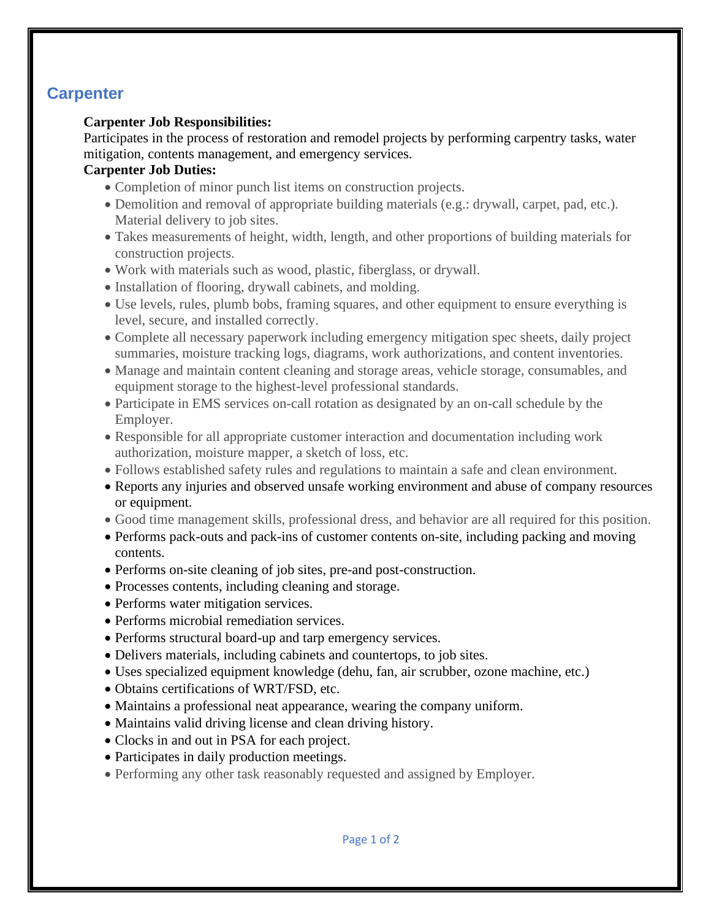## Carpenter

**Carpenter Job Responsibilities:**

Participates in the process of restoration and remodel projects by performing carpentry tasks, water mitigation, contents management, and emergency services.

**Carpenter Job Duties:**

- Completion of minor punch list items on construction projects.
- Demolition and removal of appropriate building materials (e.g.: drywall, carpet, pad, etc.). Material delivery to job sites.
- Takes measurements of height, width, length, and other proportions of building materials for construction projects.
- Work with materials such as wood, plastic, fiberglass, or drywall.
- Installation of flooring, drywall cabinets, and molding.
- Use levels, rules, plumb bobs, framing squares, and other equipment to ensure everything is level, secure, and installed correctly.
- Complete all necessary paperwork including emergency mitigation spec sheets, daily project summaries, moisture tracking logs, diagrams, work authorizations, and content inventories.
- Manage and maintain content cleaning and storage areas, vehicle storage, consumables, and equipment storage to the highest-level professional standards.
- Participate in EMS services on-call rotation as designated by an on-call schedule by the Employer.
- Responsible for all appropriate customer interaction and documentation including work authorization, moisture mapper, a sketch of loss, etc.
- Follows established safety rules and regulations to maintain a safe and clean environment.
- Reports any injuries and observed unsafe working environment and abuse of company resources or equipment.
- Good time management skills, professional dress, and behavior are all required for this position.
- Performs pack-outs and pack-ins of customer contents on-site, including packing and moving contents.
- Performs on-site cleaning of job sites, pre-and post-construction.
- Processes contents, including cleaning and storage.
- Performs water mitigation services.
- Performs microbial remediation services.
- Performs structural board-up and tarp emergency services.
- Delivers materials, including cabinets and countertops, to job sites.
- Uses specialized equipment knowledge (dehu, fan, air scrubber, ozone machine, etc.)
- Obtains certifications of WRT/FSD, etc.
- Maintains a professional neat appearance, wearing the company uniform.
- Maintains valid driving license and clean driving history.
- Clocks in and out in PSA for each project.
- Participates in daily production meetings.
- Performing any other task reasonably requested and assigned by Employer.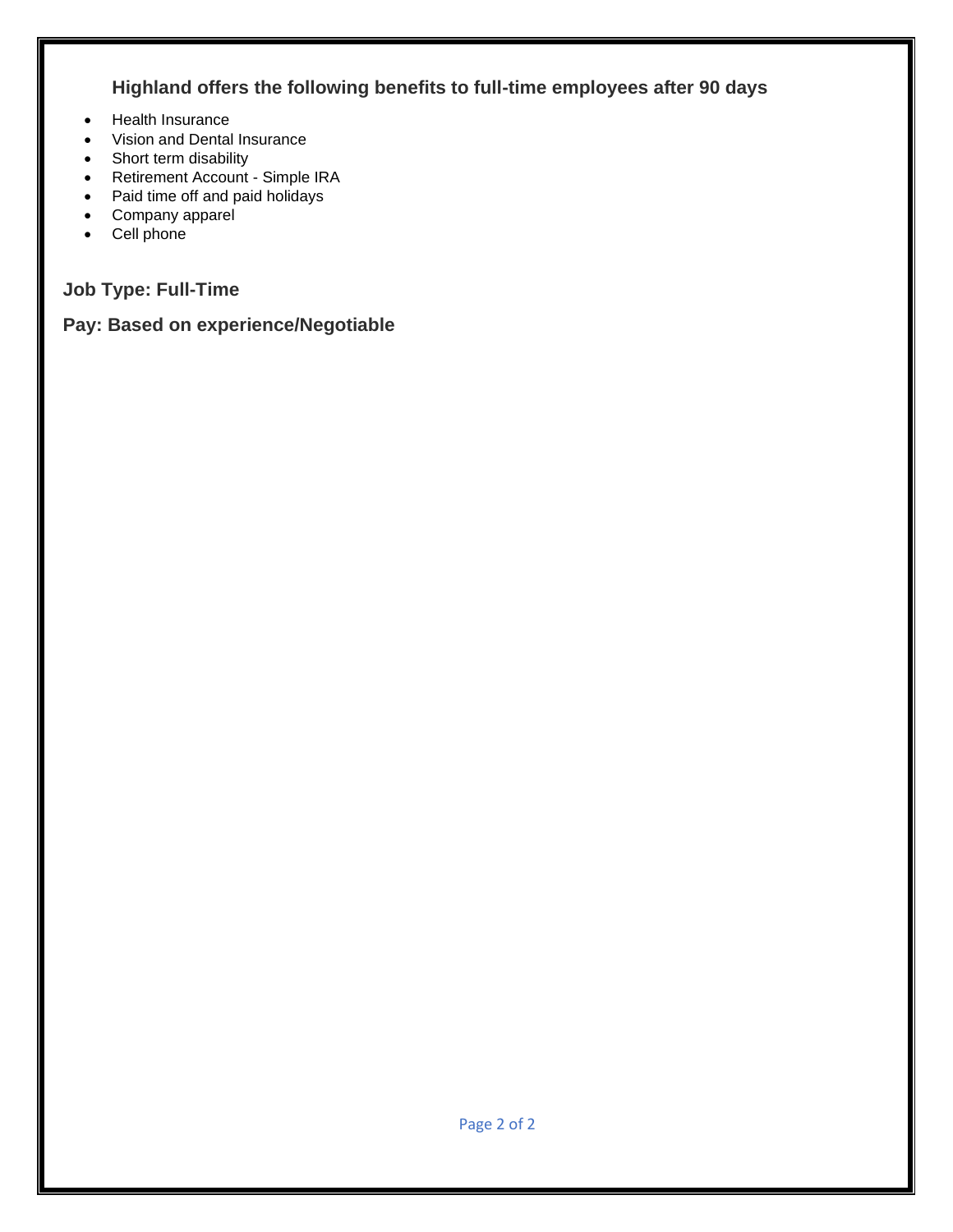### Highland offers the following benefits to full-time employees after 90 days

- Health Insurance
- Vision and Dental Insurance
- Short term disability
- Retirement Account - Simple IRA
- Paid time off and paid holidays
- Company apparel
- Cell phone

**Job Type: Full-Time**

**Pay: Based on experience/Negotiable**